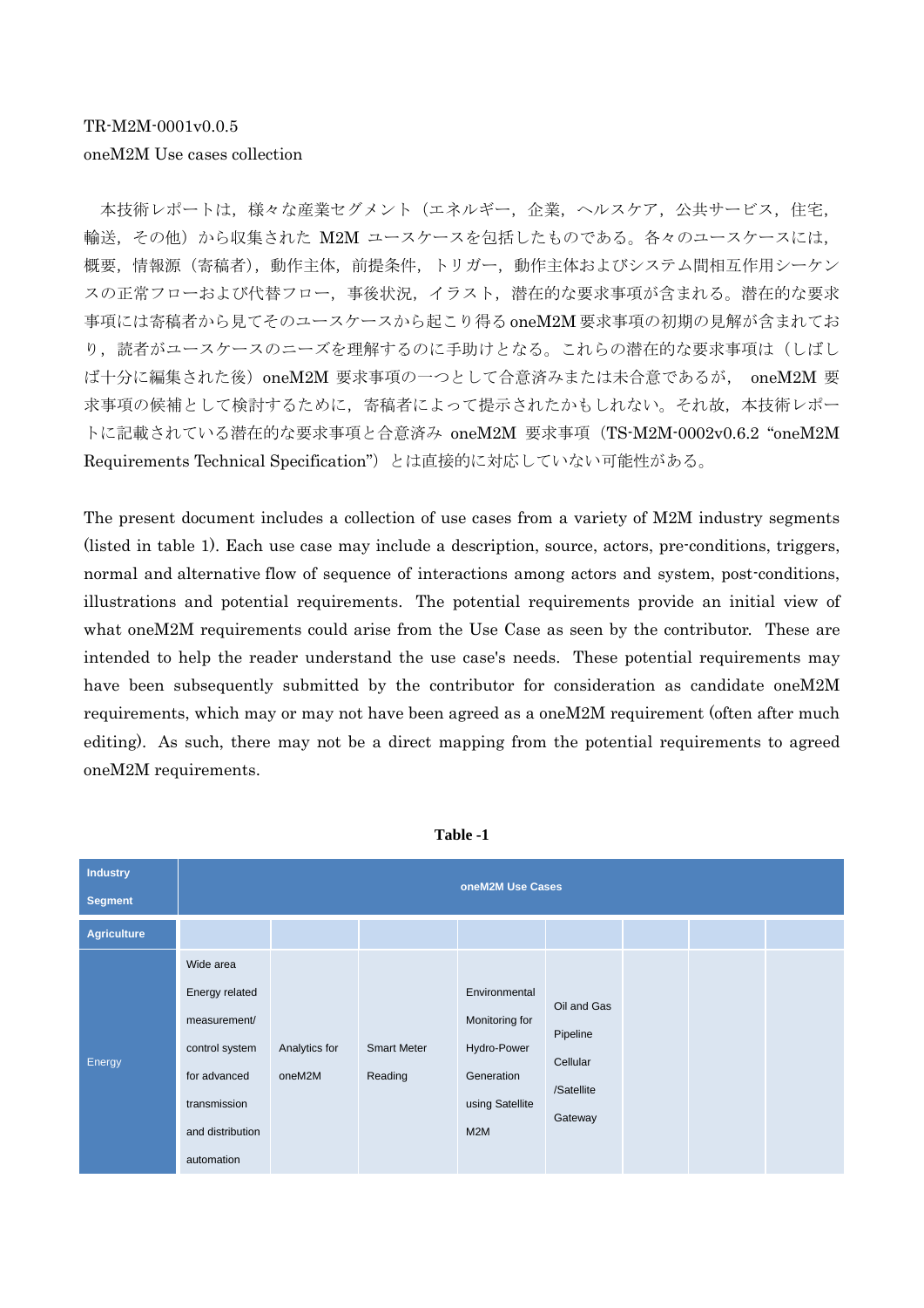TR-M2M-0001v0.0.5

oneM2M Use cases collection

本技術レポートは，様々な産業セグメント（エネルギー，企業，ヘルスケア，公共サービス，住宅，輸送，その他）から収集された M2M ユースケースを包括したものである。各々のユースケースには，概要，情報源（寄稿者），動作主体，前提条件，トリガー，動作主体およびシステム間相互作用シーケンスの正常フローおよび代替フロー，事後状況，イラスト，潜在的な要求事項が含まれる。潜在的な要求事項には寄稿者から見てそのユースケースから起こり得る oneM2M 要求事項の初期の見解が含まれており，読者がユースケースのニーズを理解するのに手助けとなる。これらの潜在的な要求事項は（しばしば十分に編集された後）oneM2M 要求事項の一つとして合意済みまたは未合意であるが， oneM2M 要求事項の候補として検討するために，寄稿者によって提示されたかもしれない。それ故，本技術レポートに記載されている潜在的な要求事項と合意済み oneM2M 要求事項（TS-M2M-0002v0.6.2 "oneM2M Requirements Technical Specification"）とは直接的に対応していない可能性がある。

The present document includes a collection of use cases from a variety of M2M industry segments (listed in table 1). Each use case may include a description, source, actors, pre-conditions, triggers, normal and alternative flow of sequence of interactions among actors and system, post-conditions, illustrations and potential requirements. The potential requirements provide an initial view of what oneM2M requirements could arise from the Use Case as seen by the contributor. These are intended to help the reader understand the use case's needs. These potential requirements may have been subsequently submitted by the contributor for consideration as candidate oneM2M requirements, which may or may not have been agreed as a oneM2M requirement (often after much editing). As such, there may not be a direct mapping from the potential requirements to agreed oneM2M requirements.

**Table -1**

| Industry Segment | oneM2M Use Cases | | | | | | | |
|---|---|---|---|---|---|---|---|---|
| Agriculture | | | | | | | | |
| Energy | Wide area Energy related measurement/ control system for advanced transmission and distribution automation | Analytics for oneM2M | Smart Meter Reading | Environmental Monitoring for Hydro-Power Generation using Satellite M2M | Oil and Gas Pipeline Cellular /Satellite Gateway | | | |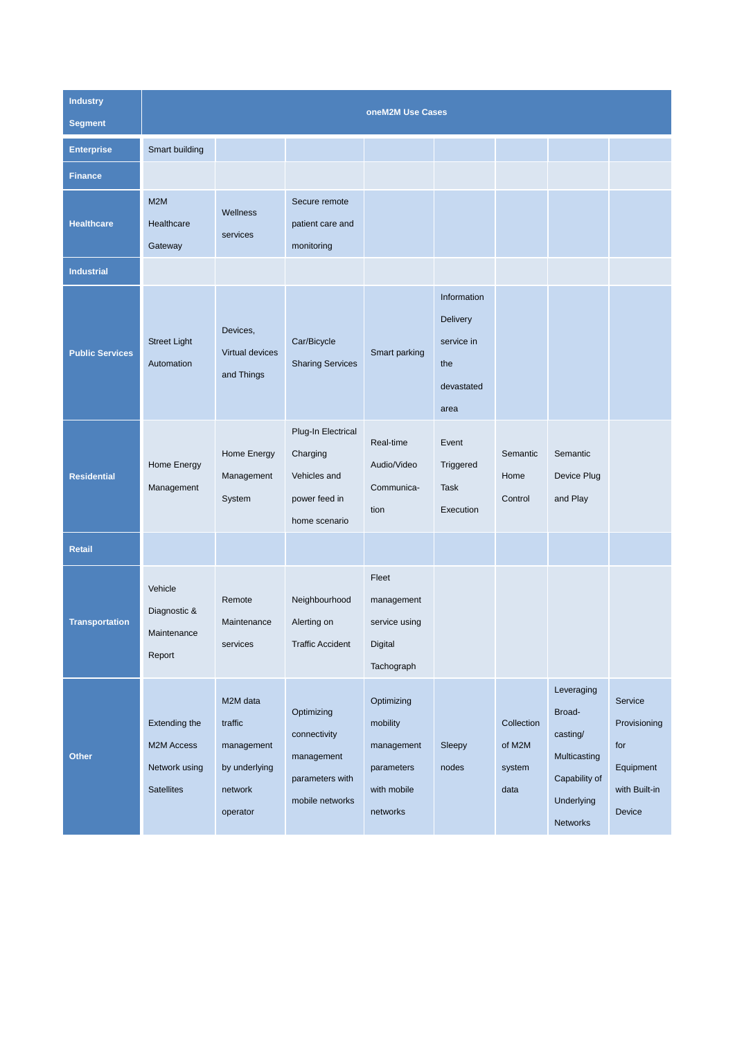| Industry Segment | oneM2M Use Cases | | | | | | | |
|---|---|---|---|---|---|---|---|---|
| Enterprise | Smart building | | | | | | | |
| Finance | | | | | | | | |
| Healthcare | M2M Healthcare Gateway | Wellness services | Secure remote patient care and monitoring | | | | | |
| Industrial | | | | | | | | |
| Public Services | Street Light Automation | Devices, Virtual devices and Things | Car/Bicycle Sharing Services | Smart parking | Information Delivery service in the devastated area | | | |
| Residential | Home Energy Management | Home Energy Management System | Plug-In Electrical Charging Vehicles and power feed in home scenario | Real-time Audio/Video Communica-tion | Event Triggered Task Execution | Semantic Home Control | Semantic Device Plug and Play | |
| Retail | | | | | | | | |
| Transportation | Vehicle Diagnostic & Maintenance Report | Remote Maintenance services | Neighbourhood Alerting on Traffic Accident | Fleet management service using Digital Tachograph | | | | |
| Other | Extending the M2M Access Network using Satellites | M2M data traffic management by underlying network operator | Optimizing connectivity management parameters with mobile networks | Optimizing mobility management parameters with mobile networks | Sleepy nodes | Collection of M2M system data | Leveraging Broad-casting/ Multicasting Capability of Underlying Networks | Service Provisioning for Equipment with Built-in Device |